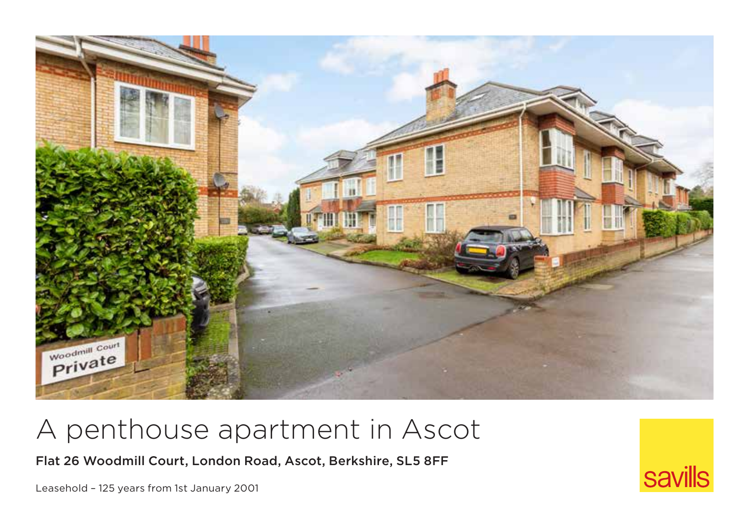# A penthouse apartment in Ascot

**Flat 26 Woodmill Court, London Road, Ascot, Berkshire, SL5 8FF**

Leasehold – 125 years from 1st January 2001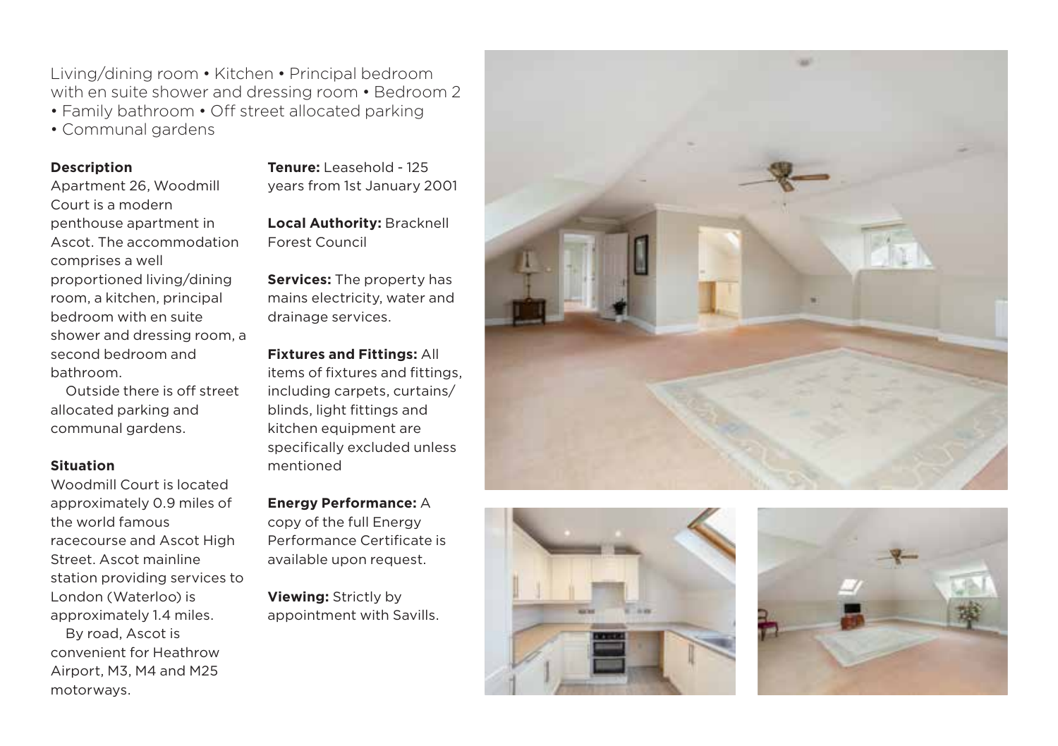Living/dining room • Kitchen • Principal bedroom with en suite shower and dressing room • Bedroom 2 • Family bathroom • Off street allocated parking • Communal gardens

**Description**

Apartment 26, Woodmill Court is a modern penthouse apartment in Ascot. The accommodation comprises a well proportioned living/dining room, a kitchen, principal bedroom with en suite shower and dressing room, a second bedroom and bathroom.

Outside there is off street allocated parking and communal gardens.

**Situation**

Woodmill Court is located approximately 0.9 miles of the world famous racecourse and Ascot High Street. Ascot mainline station providing services to London (Waterloo) is approximately 1.4 miles.

By road, Ascot is convenient for Heathrow Airport, M3, M4 and M25 motorways.

**Tenure:** Leasehold - 125 years from 1st January 2001

**Local Authority:** Bracknell Forest Council

**Services:** The property has mains electricity, water and drainage services.

**Fixtures and Fittings:** All items of fixtures and fittings, including carpets, curtains/ blinds, light fittings and kitchen equipment are specifically excluded unless mentioned

**Energy Performance:** A copy of the full Energy Performance Certificate is available upon request.

**Viewing:** Strictly by appointment with Savills.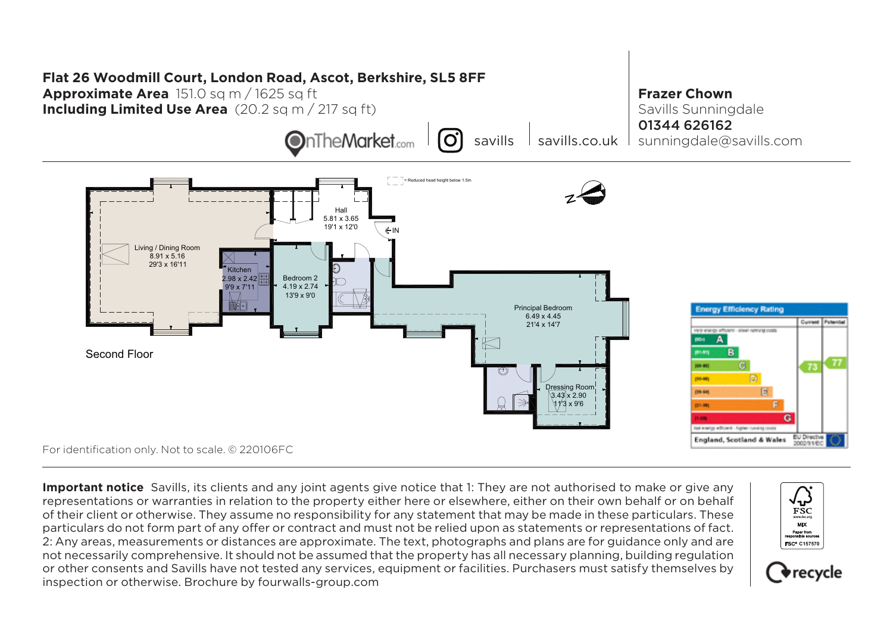**Flat 26 Woodmill Court, London Road, Ascot, Berkshire, SL5 8FF**
**Approximate Area** 151.0 sq m / 1625 sq ft
**Including Limited Use Area** (20.2 sq m / 217 sq ft)

OnTheMarket.com | savills | savills.co.uk

**Frazer Chown**
Savills Sunningdale
**01344 626162**
sunningdale@savills.com

= Reduced head height below 1.5m

Hall
5.81 x 3.65
19'1 x 12'0

IN

Living / Dining Room
8.91 x 5.16
29'3 x 16'11

Kitchen
2.98 x 2.42
9'9 x 7'11

Bedroom 2
4.19 x 2.74
13'9 x 9'0

Principal Bedroom
6.49 x 4.45
21'4 x 14'7

Dressing Room
3.43 x 2.90
11'3 x 9'6

Second Floor

N

Energy Efficiency Rating

Current: 73
Potential: 77

England, Scotland & Wales
EU Directive 2002/91/EC

For identification only. Not to scale. © 220106FC

**Important notice** Savills, its clients and any joint agents give notice that 1: They are not authorised to make or give any representations or warranties in relation to the property either here or elsewhere, either on their own behalf or on behalf of their client or otherwise. They assume no responsibility for any statement that may be made in these particulars. These particulars do not form part of any offer or contract and must not be relied upon as statements or representations of fact. 2: Any areas, measurements or distances are approximate. The text, photographs and plans are for guidance only and are not necessarily comprehensive. It should not be assumed that the property has all necessary planning, building regulation or other consents and Savills have not tested any services, equipment or facilities. Purchasers must satisfy themselves by inspection or otherwise. Brochure by fourwalls-group.com

FSC www.fsc.org MIX Paper from responsible sources FSC® C157570

recycle